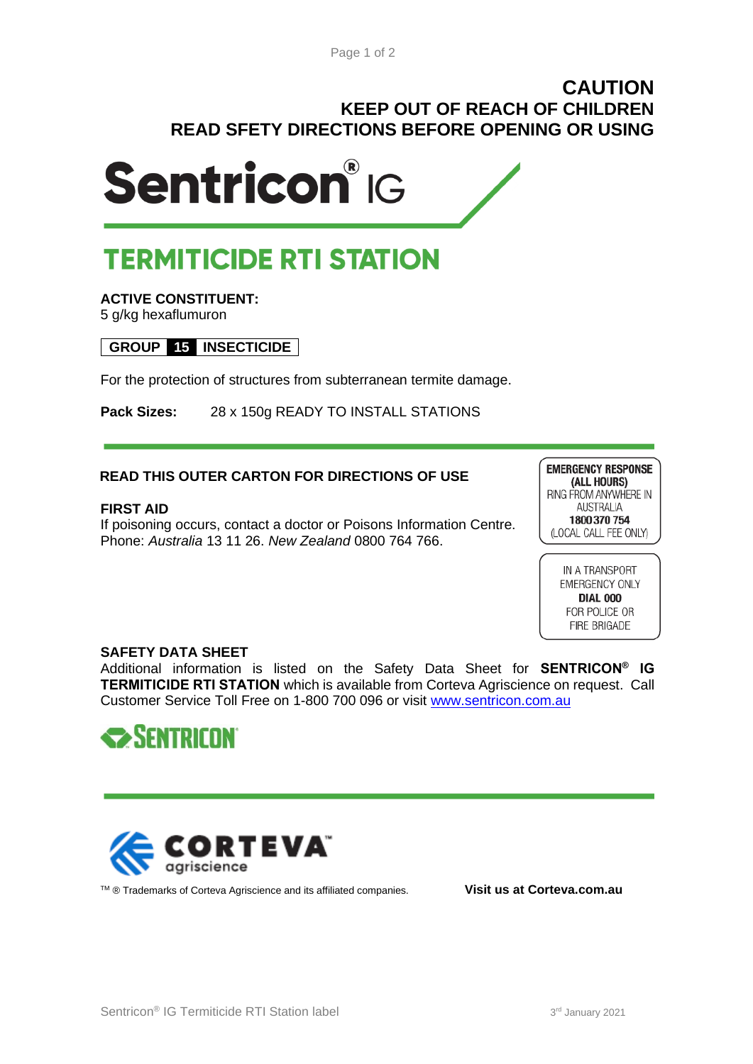**CAUTION**
**KEEP OUT OF REACH OF CHILDREN**
**READ SFETY DIRECTIONS BEFORE OPENING OR USING**

# Sentricon® IG

# TERMITICIDE RTI STATION

**ACTIVE CONSTITUENT:**
5 g/kg hexaflumuron

**GROUP 15 INSECTICIDE**

For the protection of structures from subterranean termite damage.

**Pack Sizes:** 28 x 150g READY TO INSTALL STATIONS

**READ THIS OUTER CARTON FOR DIRECTIONS OF USE**

**EMERGENCY RESPONSE (ALL HOURS)**
RING FROM ANYWHERE IN AUSTRALIA
**1800 370 754**
(LOCAL CALL FEE ONLY)

IN A TRANSPORT EMERGENCY ONLY
**DIAL 000**
FOR POLICE OR FIRE BRIGADE

**FIRST AID**
If poisoning occurs, contact a doctor or Poisons Information Centre. Phone: *Australia* 13 11 26. *New Zealand* 0800 764 766.

**SAFETY DATA SHEET**
Additional information is listed on the Safety Data Sheet for **SENTRICON® IG TERMITICIDE RTI STATION** which is available from Corteva Agriscience on request. Call Customer Service Toll Free on 1-800 700 096 or visit www.sentricon.com.au

SENTRICON®

CORTEVA™ agriscience

™ ® Trademarks of Corteva Agriscience and its affiliated companies.

**Visit us at Corteva.com.au**

Sentricon® IG Termiticide RTI Station label

3rd January 2021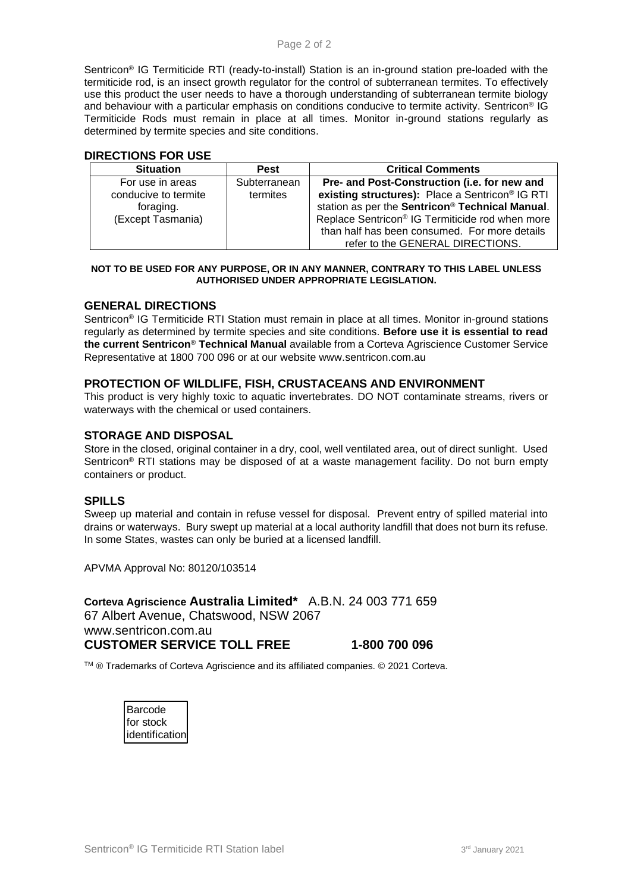Sentricon® IG Termiticide RTI (ready-to-install) Station is an in-ground station pre-loaded with the termiticide rod, is an insect growth regulator for the control of subterranean termites. To effectively use this product the user needs to have a thorough understanding of subterranean termite biology and behaviour with a particular emphasis on conditions conducive to termite activity. Sentricon® IG Termiticide Rods must remain in place at all times. Monitor in-ground stations regularly as determined by termite species and site conditions.

## DIRECTIONS FOR USE

| Situation | Pest | Critical Comments |
|---|---|---|
| For use in areas conducive to termite foraging. (Except Tasmania) | Subterranean termites | **Pre- and Post-Construction (i.e. for new and existing structures):** Place a Sentricon® IG RTI station as per the **Sentricon® Technical Manual**. Replace Sentricon® IG Termiticide rod when more than half has been consumed. For more details refer to the GENERAL DIRECTIONS. |

**NOT TO BE USED FOR ANY PURPOSE, OR IN ANY MANNER, CONTRARY TO THIS LABEL UNLESS AUTHORISED UNDER APPROPRIATE LEGISLATION.**

## GENERAL DIRECTIONS

Sentricon® IG Termiticide RTI Station must remain in place at all times. Monitor in-ground stations regularly as determined by termite species and site conditions. **Before use it is essential to read the current Sentricon® Technical Manual** available from a Corteva Agriscience Customer Service Representative at 1800 700 096 or at our website www.sentricon.com.au

## PROTECTION OF WILDLIFE, FISH, CRUSTACEANS AND ENVIRONMENT

This product is very highly toxic to aquatic invertebrates. DO NOT contaminate streams, rivers or waterways with the chemical or used containers.

## STORAGE AND DISPOSAL

Store in the closed, original container in a dry, cool, well ventilated area, out of direct sunlight. Used Sentricon® RTI stations may be disposed of at a waste management facility. Do not burn empty containers or product.

## SPILLS

Sweep up material and contain in refuse vessel for disposal. Prevent entry of spilled material into drains or waterways. Bury swept up material at a local authority landfill that does not burn its refuse. In some States, wastes can only be buried at a licensed landfill.

APVMA Approval No: 80120/103514

**Corteva Agriscience Australia Limited*** A.B.N. 24 003 771 659
67 Albert Avenue, Chatswood, NSW 2067
www.sentricon.com.au
**CUSTOMER SERVICE TOLL FREE 1-800 700 096**

™ ® Trademarks of Corteva Agriscience and its affiliated companies. © 2021 Corteva.

Barcode for stock identification